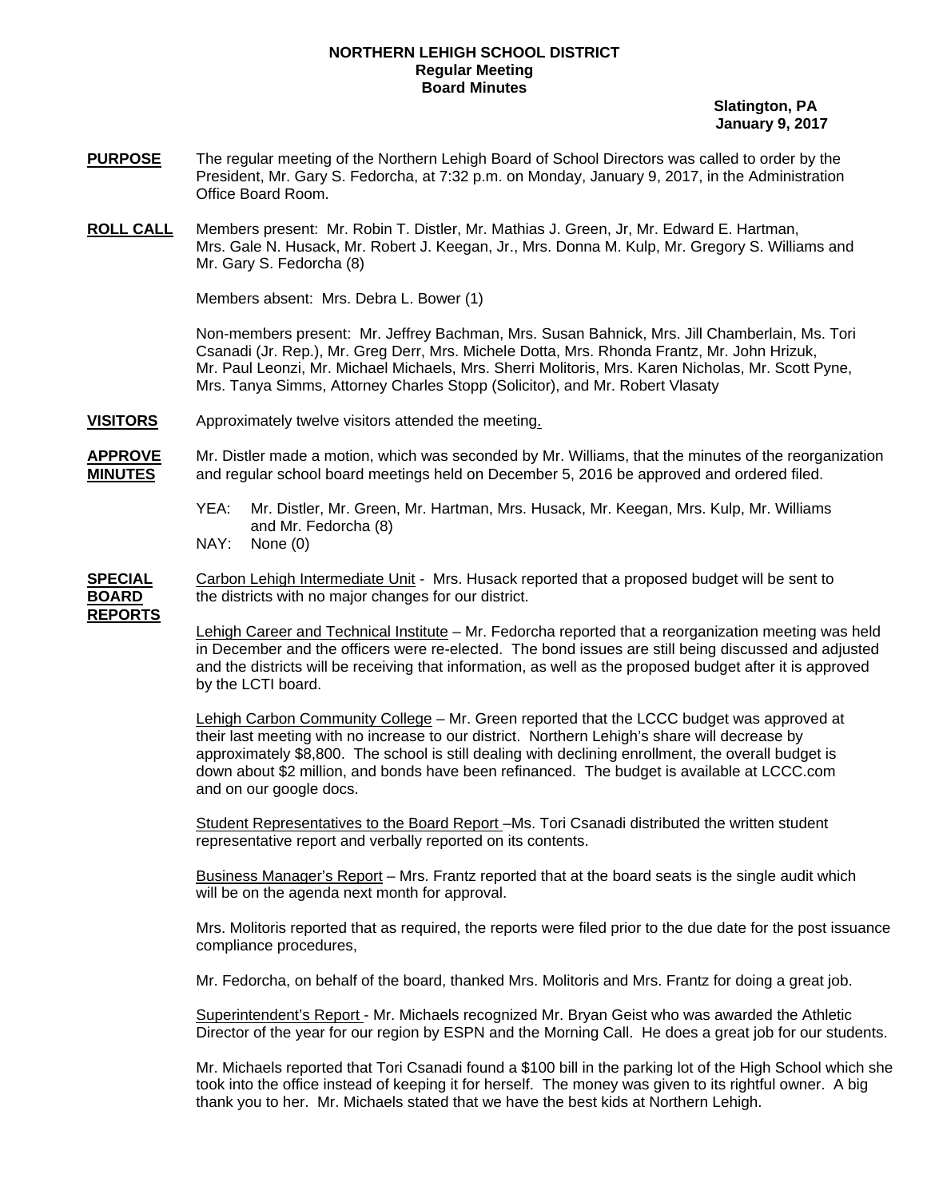**NORTHERN LEHIGH SCHOOL DISTRICT**
**Regular Meeting**
**Board Minutes**

**Slatington, PA**
**January 9, 2017**

**PURPOSE** The regular meeting of the Northern Lehigh Board of School Directors was called to order by the President, Mr. Gary S. Fedorcha, at 7:32 p.m. on Monday, January 9, 2017, in the Administration Office Board Room.

**ROLL CALL** Members present: Mr. Robin T. Distler, Mr. Mathias J. Green, Jr, Mr. Edward E. Hartman, Mrs. Gale N. Husack, Mr. Robert J. Keegan, Jr., Mrs. Donna M. Kulp, Mr. Gregory S. Williams and Mr. Gary S. Fedorcha (8)

Members absent: Mrs. Debra L. Bower (1)

Non-members present: Mr. Jeffrey Bachman, Mrs. Susan Bahnick, Mrs. Jill Chamberlain, Ms. Tori Csanadi (Jr. Rep.), Mr. Greg Derr, Mrs. Michele Dotta, Mrs. Rhonda Frantz, Mr. John Hrizuk, Mr. Paul Leonzi, Mr. Michael Michaels, Mrs. Sherri Molitoris, Mrs. Karen Nicholas, Mr. Scott Pyne, Mrs. Tanya Simms, Attorney Charles Stopp (Solicitor), and Mr. Robert Vlasaty

**VISITORS** Approximately twelve visitors attended the meeting.

**APPROVE MINUTES** Mr. Distler made a motion, which was seconded by Mr. Williams, that the minutes of the reorganization and regular school board meetings held on December 5, 2016 be approved and ordered filed.

YEA: Mr. Distler, Mr. Green, Mr. Hartman, Mrs. Husack, Mr. Keegan, Mrs. Kulp, Mr. Williams and Mr. Fedorcha (8)
NAY: None (0)

**SPECIAL BOARD REPORTS** Carbon Lehigh Intermediate Unit - Mrs. Husack reported that a proposed budget will be sent to the districts with no major changes for our district.

Lehigh Career and Technical Institute – Mr. Fedorcha reported that a reorganization meeting was held in December and the officers were re-elected. The bond issues are still being discussed and adjusted and the districts will be receiving that information, as well as the proposed budget after it is approved by the LCTI board.

Lehigh Carbon Community College – Mr. Green reported that the LCCC budget was approved at their last meeting with no increase to our district. Northern Lehigh's share will decrease by approximately $8,800. The school is still dealing with declining enrollment, the overall budget is down about $2 million, and bonds have been refinanced. The budget is available at LCCC.com and on our google docs.

Student Representatives to the Board Report –Ms. Tori Csanadi distributed the written student representative report and verbally reported on its contents.

Business Manager's Report – Mrs. Frantz reported that at the board seats is the single audit which will be on the agenda next month for approval.

Mrs. Molitoris reported that as required, the reports were filed prior to the due date for the post issuance compliance procedures,

Mr. Fedorcha, on behalf of the board, thanked Mrs. Molitoris and Mrs. Frantz for doing a great job.

Superintendent's Report - Mr. Michaels recognized Mr. Bryan Geist who was awarded the Athletic Director of the year for our region by ESPN and the Morning Call. He does a great job for our students.

Mr. Michaels reported that Tori Csanadi found a $100 bill in the parking lot of the High School which she took into the office instead of keeping it for herself. The money was given to its rightful owner. A big thank you to her. Mr. Michaels stated that we have the best kids at Northern Lehigh.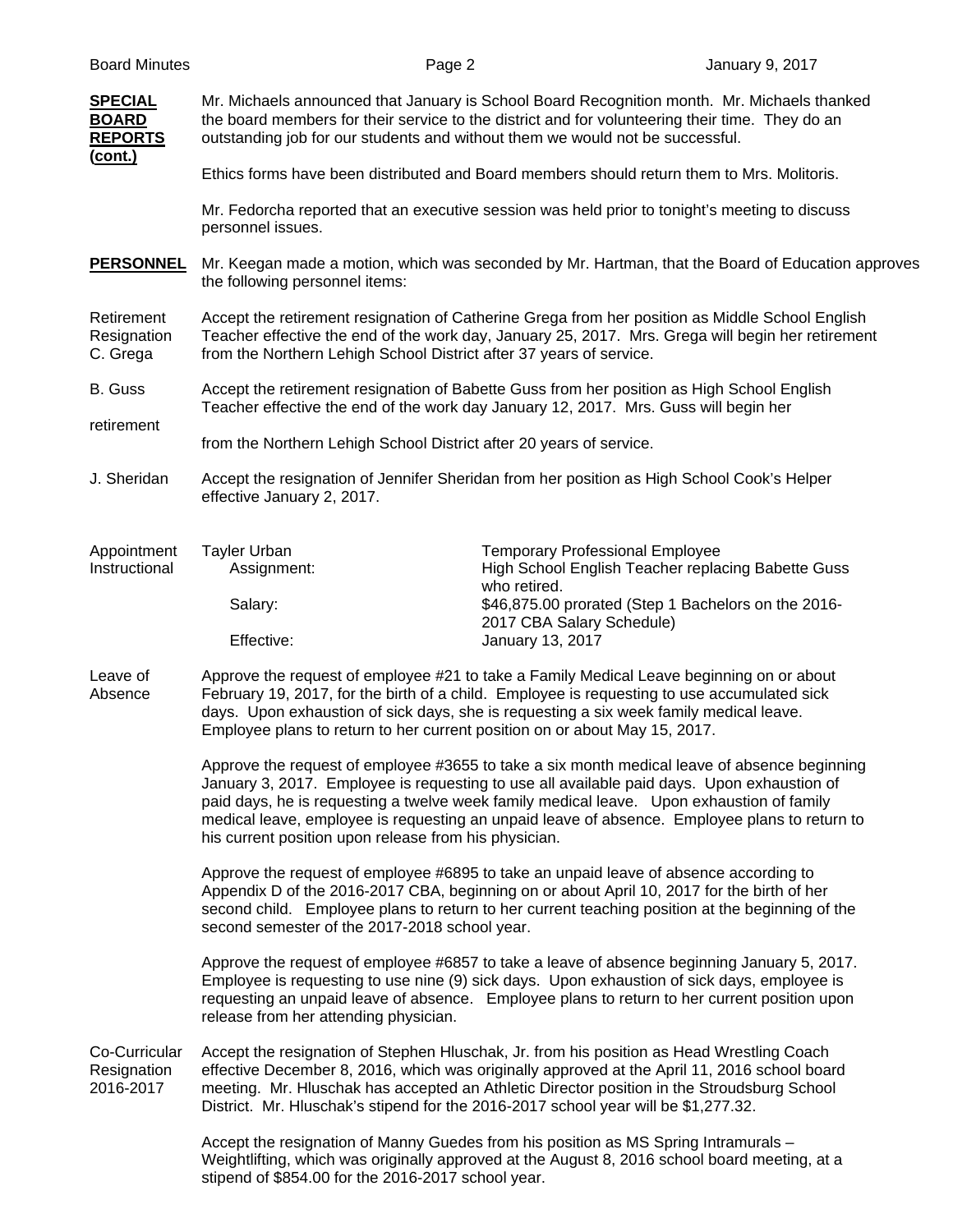**SPECIAL BOARD REPORTS (cont.)**

Mr. Michaels announced that January is School Board Recognition month. Mr. Michaels thanked the board members for their service to the district and for volunteering their time. They do an outstanding job for our students and without them we would not be successful.

Ethics forms have been distributed and Board members should return them to Mrs. Molitoris.

Mr. Fedorcha reported that an executive session was held prior to tonight's meeting to discuss personnel issues.

**PERSONNEL**

Mr. Keegan made a motion, which was seconded by Mr. Hartman, that the Board of Education approves the following personnel items:

Retirement Resignation C. Grega

Accept the retirement resignation of Catherine Grega from her position as Middle School English Teacher effective the end of the work day, January 25, 2017. Mrs. Grega will begin her retirement from the Northern Lehigh School District after 37 years of service.

B. Guss retirement

Accept the retirement resignation of Babette Guss from her position as High School English Teacher effective the end of the work day January 12, 2017. Mrs. Guss will begin her from the Northern Lehigh School District after 20 years of service.

J. Sheridan

Accept the resignation of Jennifer Sheridan from her position as High School Cook's Helper effective January 2, 2017.

Appointment Instructional

| Tayler Urban | Temporary Professional Employee |
|---|---|
| Assignment: | High School English Teacher replacing Babette Guss who retired. |
| Salary: | $46,875.00 prorated (Step 1 Bachelors on the 2016-2017 CBA Salary Schedule) |
| Effective: | January 13, 2017 |

Leave of Absence

Approve the request of employee #21 to take a Family Medical Leave beginning on or about February 19, 2017, for the birth of a child. Employee is requesting to use accumulated sick days. Upon exhaustion of sick days, she is requesting a six week family medical leave. Employee plans to return to her current position on or about May 15, 2017.

Approve the request of employee #3655 to take a six month medical leave of absence beginning January 3, 2017. Employee is requesting to use all available paid days. Upon exhaustion of paid days, he is requesting a twelve week family medical leave. Upon exhaustion of family medical leave, employee is requesting an unpaid leave of absence. Employee plans to return to his current position upon release from his physician.

Approve the request of employee #6895 to take an unpaid leave of absence according to Appendix D of the 2016-2017 CBA, beginning on or about April 10, 2017 for the birth of her second child. Employee plans to return to her current teaching position at the beginning of the second semester of the 2017-2018 school year.

Approve the request of employee #6857 to take a leave of absence beginning January 5, 2017. Employee is requesting to use nine (9) sick days. Upon exhaustion of sick days, employee is requesting an unpaid leave of absence. Employee plans to return to her current position upon release from her attending physician.

Co-Curricular Resignation 2016-2017

Accept the resignation of Stephen Hluschak, Jr. from his position as Head Wrestling Coach effective December 8, 2016, which was originally approved at the April 11, 2016 school board meeting. Mr. Hluschak has accepted an Athletic Director position in the Stroudsburg School District. Mr. Hluschak's stipend for the 2016-2017 school year will be $1,277.32.

Accept the resignation of Manny Guedes from his position as MS Spring Intramurals – Weightlifting, which was originally approved at the August 8, 2016 school board meeting, at a stipend of $854.00 for the 2016-2017 school year.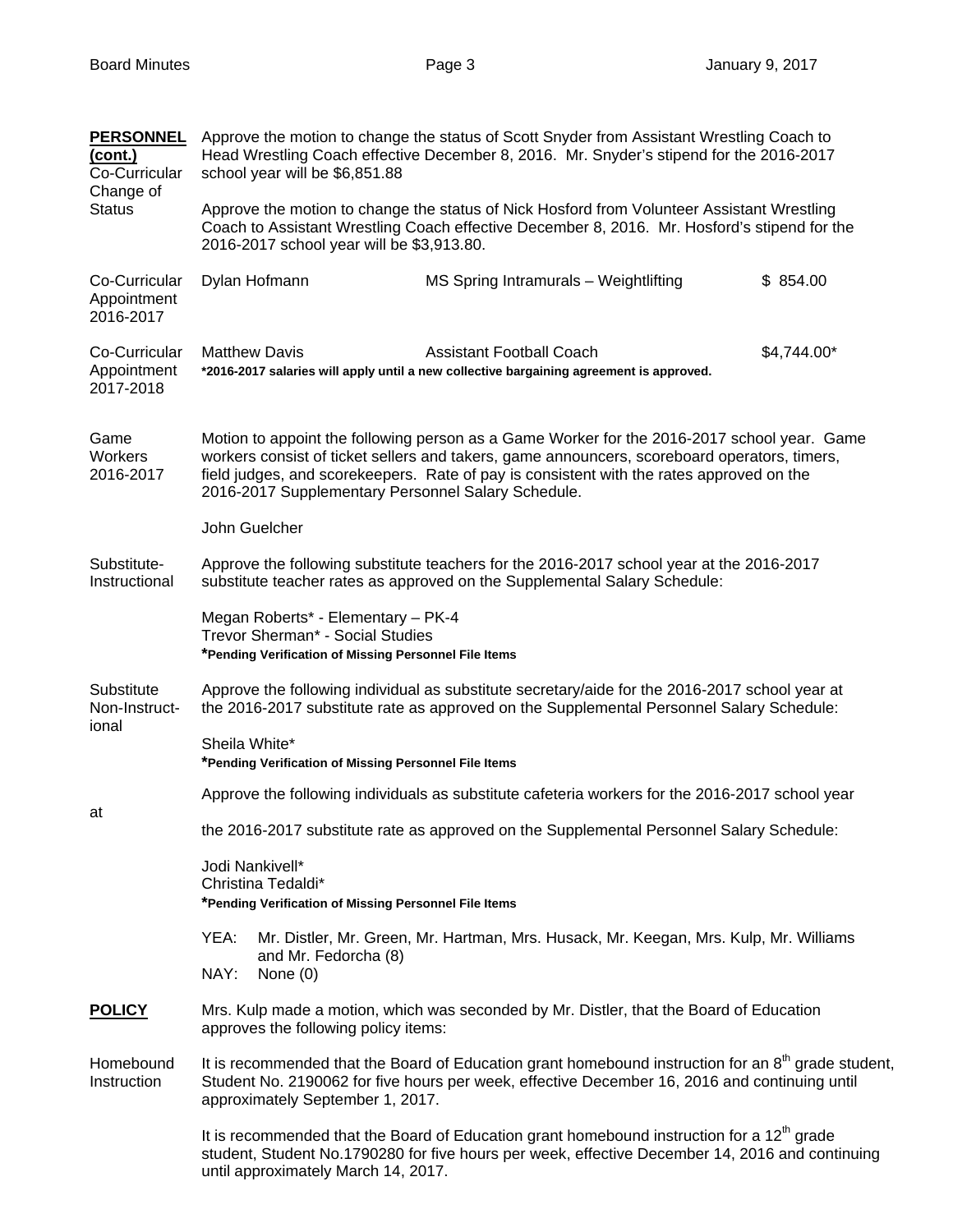**PERSONNEL (cont.)**

Co-Curricular Change of Status

Approve the motion to change the status of Scott Snyder from Assistant Wrestling Coach to Head Wrestling Coach effective December 8, 2016. Mr. Snyder's stipend for the 2016-2017 school year will be $6,851.88

Approve the motion to change the status of Nick Hosford from Volunteer Assistant Wrestling Coach to Assistant Wrestling Coach effective December 8, 2016. Mr. Hosford's stipend for the 2016-2017 school year will be $3,913.80.

Co-Curricular Appointment 2016-2017

| | | |
|---|---|---|
| Dylan Hofmann | MS Spring Intramurals – Weightlifting | $ 854.00 |

Co-Curricular Appointment 2017-2018

| | | |
|---|---|---|
| Matthew Davis | Assistant Football Coach | $4,744.00* |

**\*2016-2017 salaries will apply until a new collective bargaining agreement is approved.**

Game Workers 2016-2017

Motion to appoint the following person as a Game Worker for the 2016-2017 school year. Game workers consist of ticket sellers and takers, game announcers, scoreboard operators, timers, field judges, and scorekeepers. Rate of pay is consistent with the rates approved on the 2016-2017 Supplementary Personnel Salary Schedule.

John Guelcher

Substitute-Instructional

Approve the following substitute teachers for the 2016-2017 school year at the 2016-2017 substitute teacher rates as approved on the Supplemental Salary Schedule:

Megan Roberts* - Elementary – PK-4
Trevor Sherman* - Social Studies
**\*Pending Verification of Missing Personnel File Items**

Substitute Non-Instructional

Approve the following individual as substitute secretary/aide for the 2016-2017 school year at the 2016-2017 substitute rate as approved on the Supplemental Personnel Salary Schedule:

Sheila White*
**\*Pending Verification of Missing Personnel File Items**

Approve the following individuals as substitute cafeteria workers for the 2016-2017 school year at the 2016-2017 substitute rate as approved on the Supplemental Personnel Salary Schedule:

Jodi Nankivell*
Christina Tedaldi*
**\*Pending Verification of Missing Personnel File Items**

YEA: Mr. Distler, Mr. Green, Mr. Hartman, Mrs. Husack, Mr. Keegan, Mrs. Kulp, Mr. Williams and Mr. Fedorcha (8)
NAY: None (0)

**POLICY**

Mrs. Kulp made a motion, which was seconded by Mr. Distler, that the Board of Education approves the following policy items:

Homebound Instruction

It is recommended that the Board of Education grant homebound instruction for an 8th grade student, Student No. 2190062 for five hours per week, effective December 16, 2016 and continuing until approximately September 1, 2017.

It is recommended that the Board of Education grant homebound instruction for a 12th grade student, Student No.1790280 for five hours per week, effective December 14, 2016 and continuing until approximately March 14, 2017.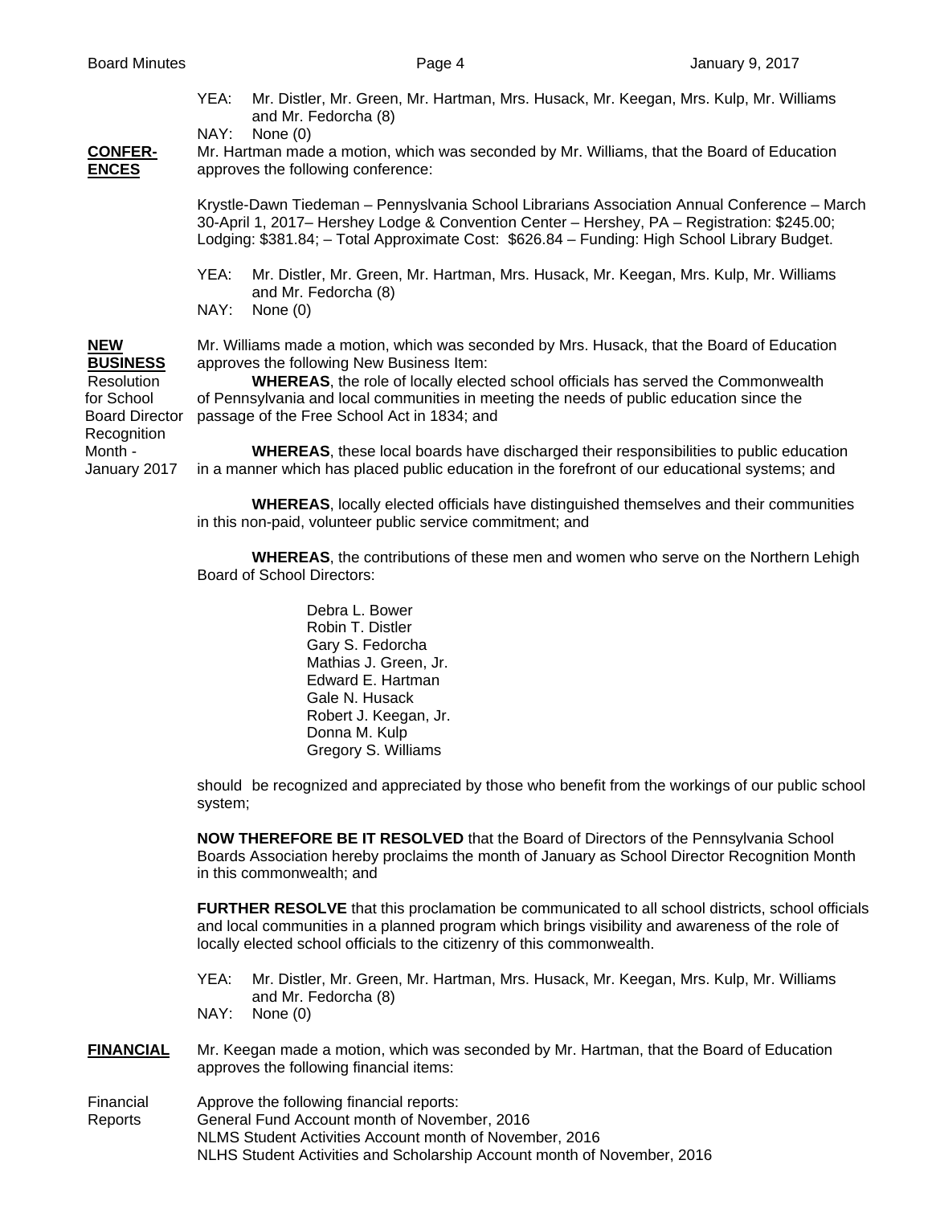YEA: Mr. Distler, Mr. Green, Mr. Hartman, Mrs. Husack, Mr. Keegan, Mrs. Kulp, Mr. Williams and Mr. Fedorcha (8)
NAY: None (0)

**CONFER-ENCES**

Mr. Hartman made a motion, which was seconded by Mr. Williams, that the Board of Education approves the following conference:

Krystle-Dawn Tiedeman – Pennyslvania School Librarians Association Annual Conference – March 30-April 1, 2017– Hershey Lodge & Convention Center – Hershey, PA – Registration: $245.00; Lodging: $381.84; – Total Approximate Cost: $626.84 – Funding: High School Library Budget.

YEA: Mr. Distler, Mr. Green, Mr. Hartman, Mrs. Husack, Mr. Keegan, Mrs. Kulp, Mr. Williams and Mr. Fedorcha (8)
NAY: None (0)

**NEW BUSINESS**

Resolution for School Board Director Recognition Month - January 2017

Mr. Williams made a motion, which was seconded by Mrs. Husack, that the Board of Education approves the following New Business Item:

**WHEREAS**, the role of locally elected school officials has served the Commonwealth of Pennsylvania and local communities in meeting the needs of public education since the passage of the Free School Act in 1834; and

**WHEREAS**, these local boards have discharged their responsibilities to public education in a manner which has placed public education in the forefront of our educational systems; and

**WHEREAS**, locally elected officials have distinguished themselves and their communities in this non-paid, volunteer public service commitment; and

**WHEREAS**, the contributions of these men and women who serve on the Northern Lehigh Board of School Directors:

Debra L. Bower
Robin T. Distler
Gary S. Fedorcha
Mathias J. Green, Jr.
Edward E. Hartman
Gale N. Husack
Robert J. Keegan, Jr.
Donna M. Kulp
Gregory S. Williams

should be recognized and appreciated by those who benefit from the workings of our public school system;

**NOW THEREFORE BE IT RESOLVED** that the Board of Directors of the Pennsylvania School Boards Association hereby proclaims the month of January as School Director Recognition Month in this commonwealth; and

**FURTHER RESOLVE** that this proclamation be communicated to all school districts, school officials and local communities in a planned program which brings visibility and awareness of the role of locally elected school officials to the citizenry of this commonwealth.

YEA: Mr. Distler, Mr. Green, Mr. Hartman, Mrs. Husack, Mr. Keegan, Mrs. Kulp, Mr. Williams and Mr. Fedorcha (8)
NAY: None (0)

**FINANCIAL**

Mr. Keegan made a motion, which was seconded by Mr. Hartman, that the Board of Education approves the following financial items:

Financial Reports

Approve the following financial reports:
General Fund Account month of November, 2016
NLMS Student Activities Account month of November, 2016
NLHS Student Activities and Scholarship Account month of November, 2016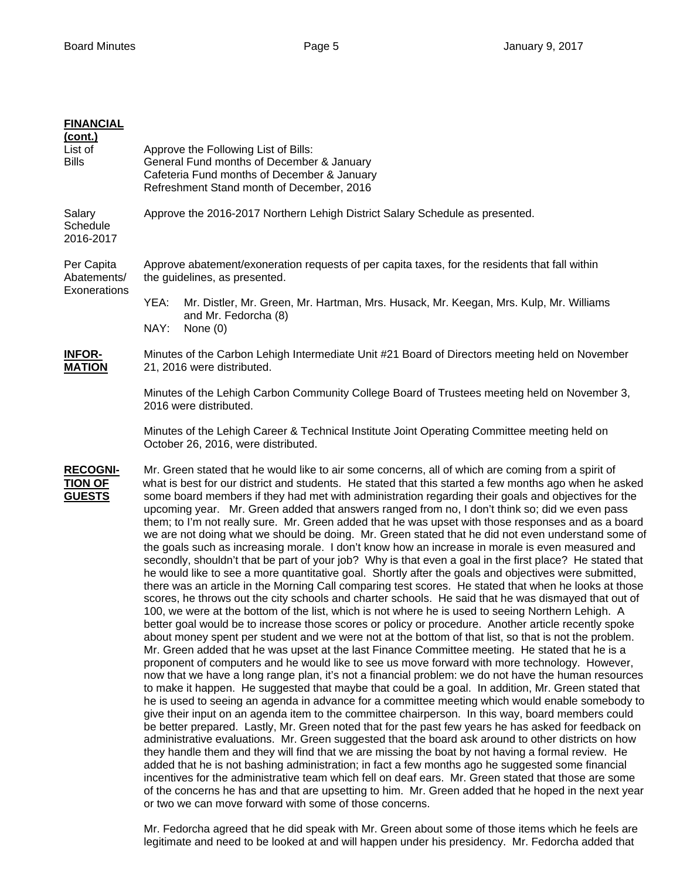**FINANCIAL (cont.)**

List of Bills — Approve the Following List of Bills:
General Fund months of December & January
Cafeteria Fund months of December & January
Refreshment Stand month of December, 2016

Salary Schedule 2016-2017 — Approve the 2016-2017 Northern Lehigh District Salary Schedule as presented.

Per Capita Abatements/ Exonerations — Approve abatement/exoneration requests of per capita taxes, for the residents that fall within the guidelines, as presented.

YEA: Mr. Distler, Mr. Green, Mr. Hartman, Mrs. Husack, Mr. Keegan, Mrs. Kulp, Mr. Williams and Mr. Fedorcha (8)
NAY: None (0)

**INFORMATION**

Minutes of the Carbon Lehigh Intermediate Unit #21 Board of Directors meeting held on November 21, 2016 were distributed.

Minutes of the Lehigh Carbon Community College Board of Trustees meeting held on November 3, 2016 were distributed.

Minutes of the Lehigh Career & Technical Institute Joint Operating Committee meeting held on October 26, 2016, were distributed.

**RECOGNITION OF GUESTS**

Mr. Green stated that he would like to air some concerns, all of which are coming from a spirit of what is best for our district and students. He stated that this started a few months ago when he asked some board members if they had met with administration regarding their goals and objectives for the upcoming year. Mr. Green added that answers ranged from no, I don't think so; did we even pass them; to I'm not really sure. Mr. Green added that he was upset with those responses and as a board we are not doing what we should be doing. Mr. Green stated that he did not even understand some of the goals such as increasing morale. I don't know how an increase in morale is even measured and secondly, shouldn't that be part of your job? Why is that even a goal in the first place? He stated that he would like to see a more quantitative goal. Shortly after the goals and objectives were submitted, there was an article in the Morning Call comparing test scores. He stated that when he looks at those scores, he throws out the city schools and charter schools. He said that he was dismayed that out of 100, we were at the bottom of the list, which is not where he is used to seeing Northern Lehigh. A better goal would be to increase those scores or policy or procedure. Another article recently spoke about money spent per student and we were not at the bottom of that list, so that is not the problem. Mr. Green added that he was upset at the last Finance Committee meeting. He stated that he is a proponent of computers and he would like to see us move forward with more technology. However, now that we have a long range plan, it's not a financial problem: we do not have the human resources to make it happen. He suggested that maybe that could be a goal. In addition, Mr. Green stated that he is used to seeing an agenda in advance for a committee meeting which would enable somebody to give their input on an agenda item to the committee chairperson. In this way, board members could be better prepared. Lastly, Mr. Green noted that for the past few years he has asked for feedback on administrative evaluations. Mr. Green suggested that the board ask around to other districts on how they handle them and they will find that we are missing the boat by not having a formal review. He added that he is not bashing administration; in fact a few months ago he suggested some financial incentives for the administrative team which fell on deaf ears. Mr. Green stated that those are some of the concerns he has and that are upsetting to him. Mr. Green added that he hoped in the next year or two we can move forward with some of those concerns.

Mr. Fedorcha agreed that he did speak with Mr. Green about some of those items which he feels are legitimate and need to be looked at and will happen under his presidency. Mr. Fedorcha added that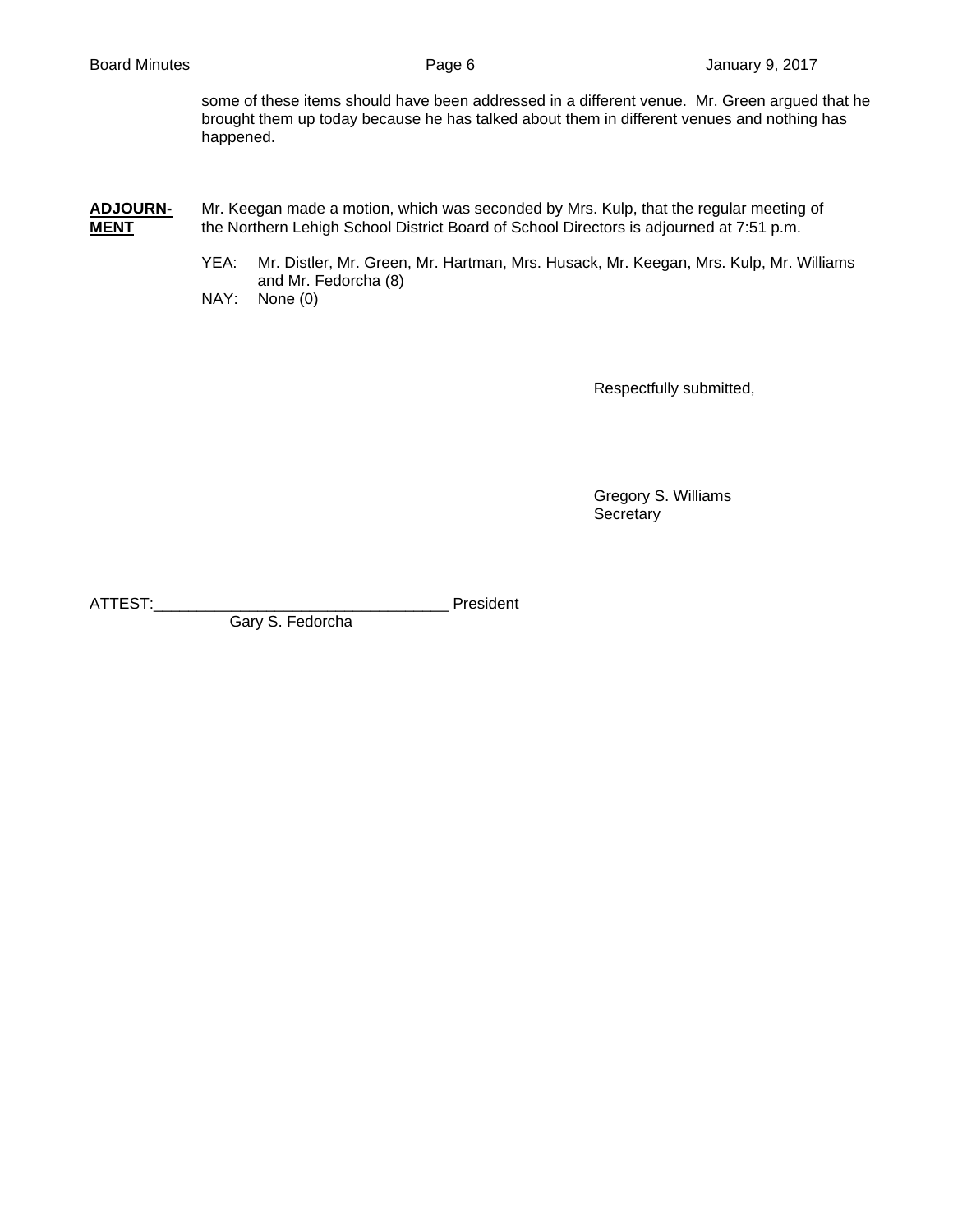some of these items should have been addressed in a different venue. Mr. Green argued that he brought them up today because he has talked about them in different venues and nothing has happened.

**ADJOURN-MENT**

Mr. Keegan made a motion, which was seconded by Mrs. Kulp, that the regular meeting of the Northern Lehigh School District Board of School Directors is adjourned at 7:51 p.m.

YEA: Mr. Distler, Mr. Green, Mr. Hartman, Mrs. Husack, Mr. Keegan, Mrs. Kulp, Mr. Williams and Mr. Fedorcha (8)
NAY: None (0)

Respectfully submitted,

Gregory S. Williams
Secretary

ATTEST:_________________________________ President
Gary S. Fedorcha